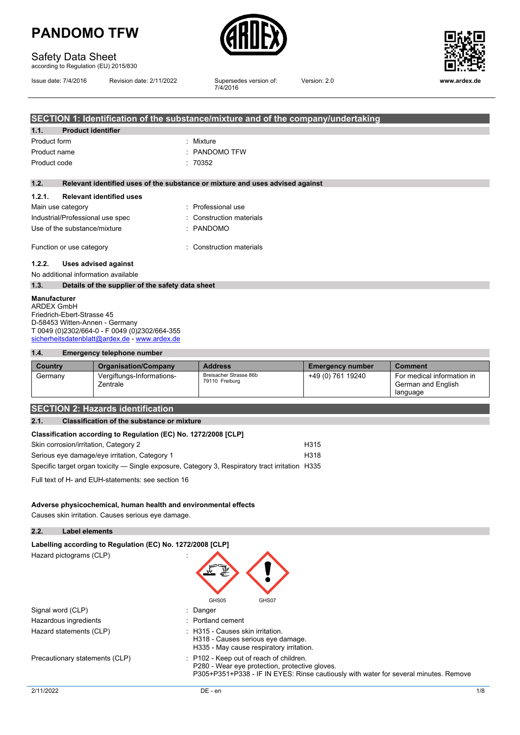# PANDOMO TFW

Safety Data Sheet
according to Regulation (EU) 2015/830

Issue date: 7/4/2016 | Revision date: 2/11/2022 | Supersedes version of: 7/4/2016 | Version: 2.0 | www.ardex.de

## SECTION 1: Identification of the substance/mixture and of the company/undertaking

### 1.1. Product identifier

Product form : Mixture
Product name : PANDOMO TFW
Product code : 70352

### 1.2. Relevant identified uses of the substance or mixture and uses advised against

#### 1.2.1. Relevant identified uses

Main use category : Professional use
Industrial/Professional use spec : Construction materials
Use of the substance/mixture : PANDOMO

Function or use category : Construction materials

#### 1.2.2. Uses advised against

No additional information available

### 1.3. Details of the supplier of the safety data sheet

**Manufacturer**
ARDEX GmbH
Friedrich-Ebert-Strasse 45
D-58453 Witten-Annen - Germany
T 0049 (0)2302/664-0 - F 0049 (0)2302/664-355
sicherheitsdatenblatt@ardex.de - www.ardex.de

### 1.4. Emergency telephone number

| Country | Organisation/Company | Address | Emergency number | Comment |
|---|---|---|---|---|
| Germany | Vergiftungs-Informations-Zentrale | Breisacher Strasse 86b 79110 Freiburg | +49 (0) 761 19240 | For medical information in German and English language |

## SECTION 2: Hazards identification

### 2.1. Classification of the substance or mixture

**Classification according to Regulation (EC) No. 1272/2008 [CLP]**

| | |
|---|---|
| Skin corrosion/irritation, Category 2 | H315 |
| Serious eye damage/eye irritation, Category 1 | H318 |
| Specific target organ toxicity — Single exposure, Category 3, Respiratory tract irritation | H335 |

Full text of H- and EUH-statements: see section 16

**Adverse physicochemical, human health and environmental effects**
Causes skin irritation. Causes serious eye damage.

### 2.2. Label elements

**Labelling according to Regulation (EC) No. 1272/2008 [CLP]**

Hazard pictograms (CLP) : GHS05 GHS07

Signal word (CLP) : Danger
Hazardous ingredients : Portland cement
Hazard statements (CLP) : H315 - Causes skin irritation.
H318 - Causes serious eye damage.
H335 - May cause respiratory irritation.
Precautionary statements (CLP) : P102 - Keep out of reach of children.
P280 - Wear eye protection, protective gloves.
P305+P351+P338 - IF IN EYES: Rinse cautiously with water for several minutes. Remove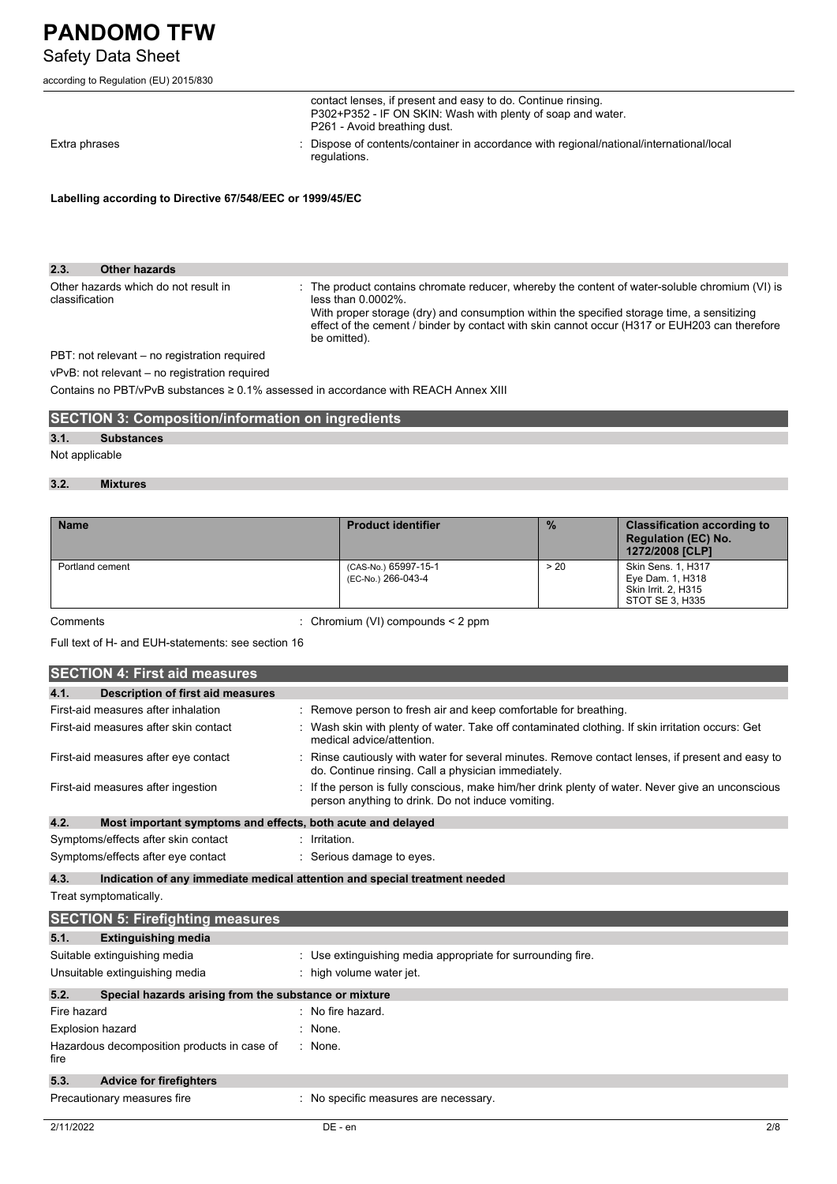contact lenses, if present and easy to do. Continue rinsing.
P302+P352 - IF ON SKIN: Wash with plenty of soap and water.
P261 - Avoid breathing dust.

Extra phrases : Dispose of contents/container in accordance with regional/national/international/local regulations.

**Labelling according to Directive 67/548/EEC or 1999/45/EC**

### 2.3. Other hazards

Other hazards which do not result in classification : The product contains chromate reducer, whereby the content of water-soluble chromium (VI) is less than 0.0002%.
With proper storage (dry) and consumption within the specified storage time, a sensitizing effect of the cement / binder by contact with skin cannot occur (H317 or EUH203 can therefore be omitted).

PBT: not relevant – no registration required

vPvB: not relevant – no registration required

Contains no PBT/vPvB substances ≥ 0.1% assessed in accordance with REACH Annex XIII

## SECTION 3: Composition/information on ingredients

### 3.1. Substances

Not applicable

### 3.2. Mixtures

| Name | Product identifier | % | Classification according to Regulation (EC) No. 1272/2008 [CLP] |
|---|---|---|---|
| Portland cement | (CAS-No.) 65997-15-1<br>(EC-No.) 266-043-4 | > 20 | Skin Sens. 1, H317<br>Eye Dam. 1, H318<br>Skin Irrit. 2, H315<br>STOT SE 3, H335 |

Comments : Chromium (VI) compounds < 2 ppm

Full text of H- and EUH-statements: see section 16

## SECTION 4: First aid measures

### 4.1. Description of first aid measures

First-aid measures after inhalation : Remove person to fresh air and keep comfortable for breathing.

First-aid measures after skin contact : Wash skin with plenty of water. Take off contaminated clothing. If skin irritation occurs: Get medical advice/attention.

First-aid measures after eye contact : Rinse cautiously with water for several minutes. Remove contact lenses, if present and easy to do. Continue rinsing. Call a physician immediately.

First-aid measures after ingestion : If the person is fully conscious, make him/her drink plenty of water. Never give an unconscious person anything to drink. Do not induce vomiting.

### 4.2. Most important symptoms and effects, both acute and delayed

Symptoms/effects after skin contact : Irritation.

Symptoms/effects after eye contact : Serious damage to eyes.

### 4.3. Indication of any immediate medical attention and special treatment needed

Treat symptomatically.

## SECTION 5: Firefighting measures

### 5.1. Extinguishing media

Suitable extinguishing media : Use extinguishing media appropriate for surrounding fire.

Unsuitable extinguishing media : high volume water jet.

### 5.2. Special hazards arising from the substance or mixture

Fire hazard : No fire hazard.

Explosion hazard : None.

Hazardous decomposition products in case of fire : None.

### 5.3. Advice for firefighters

Precautionary measures fire : No specific measures are necessary.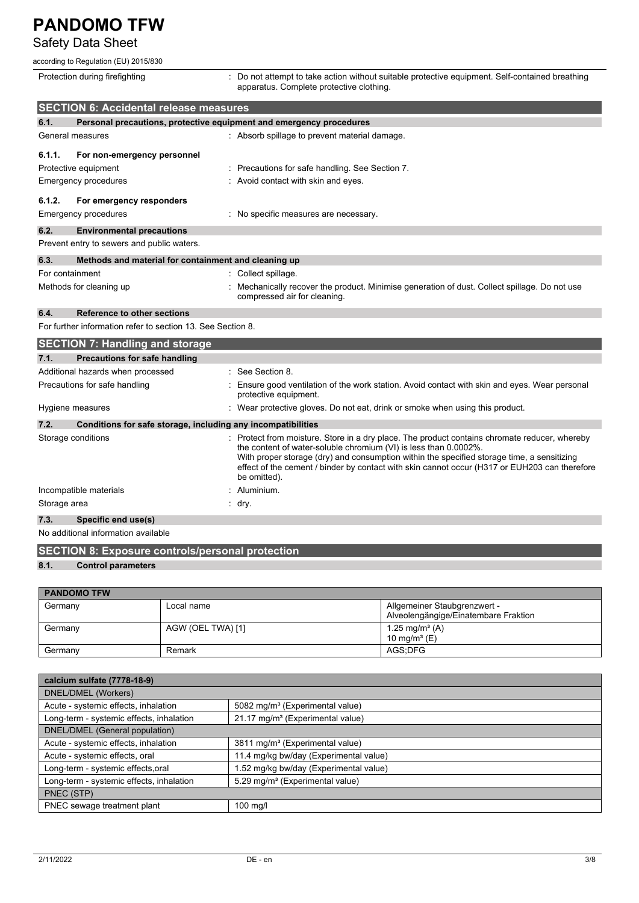Protection during firefighting : Do not attempt to take action without suitable protective equipment. Self-contained breathing apparatus. Complete protective clothing.

## SECTION 6: Accidental release measures

### 6.1. Personal precautions, protective equipment and emergency procedures

General measures : Absorb spillage to prevent material damage.

#### 6.1.1. For non-emergency personnel

Protective equipment : Precautions for safe handling. See Section 7.

Emergency procedures : Avoid contact with skin and eyes.

#### 6.1.2. For emergency responders

Emergency procedures : No specific measures are necessary.

### 6.2. Environmental precautions

Prevent entry to sewers and public waters.

### 6.3. Methods and material for containment and cleaning up

For containment : Collect spillage.

Methods for cleaning up : Mechanically recover the product. Minimise generation of dust. Collect spillage. Do not use compressed air for cleaning.

### 6.4. Reference to other sections

For further information refer to section 13. See Section 8.

## SECTION 7: Handling and storage

### 7.1. Precautions for safe handling

Additional hazards when processed : See Section 8.

Precautions for safe handling : Ensure good ventilation of the work station. Avoid contact with skin and eyes. Wear personal protective equipment.

Hygiene measures : Wear protective gloves. Do not eat, drink or smoke when using this product.

### 7.2. Conditions for safe storage, including any incompatibilities

Storage conditions : Protect from moisture. Store in a dry place. The product contains chromate reducer, whereby the content of water-soluble chromium (VI) is less than 0.0002%.
With proper storage (dry) and consumption within the specified storage time, a sensitizing effect of the cement / binder by contact with skin cannot occur (H317 or EUH203 can therefore be omitted).

Incompatible materials : Aluminium.

Storage area : dry.

### 7.3. Specific end use(s)

No additional information available

## SECTION 8: Exposure controls/personal protection

### 8.1. Control parameters

| PANDOMO TFW | | |
|---|---|---|
| Germany | Local name | Allgemeiner Staubgrenzwert - Alveolengängige/Einatembare Fraktion |
| Germany | AGW (OEL TWA) [1] | 1.25 mg/m³ (A)<br>10 mg/m³ (E) |
| Germany | Remark | AGS;DFG |

| calcium sulfate (7778-18-9) | |
|---|---|
| DNEL/DMEL (Workers) | |
| Acute - systemic effects, inhalation | 5082 mg/m³ (Experimental value) |
| Long-term - systemic effects, inhalation | 21.17 mg/m³ (Experimental value) |
| DNEL/DMEL (General population) | |
| Acute - systemic effects, inhalation | 3811 mg/m³ (Experimental value) |
| Acute - systemic effects, oral | 11.4 mg/kg bw/day (Experimental value) |
| Long-term - systemic effects,oral | 1.52 mg/kg bw/day (Experimental value) |
| Long-term - systemic effects, inhalation | 5.29 mg/m³ (Experimental value) |
| PNEC (STP) | |
| PNEC sewage treatment plant | 100 mg/l |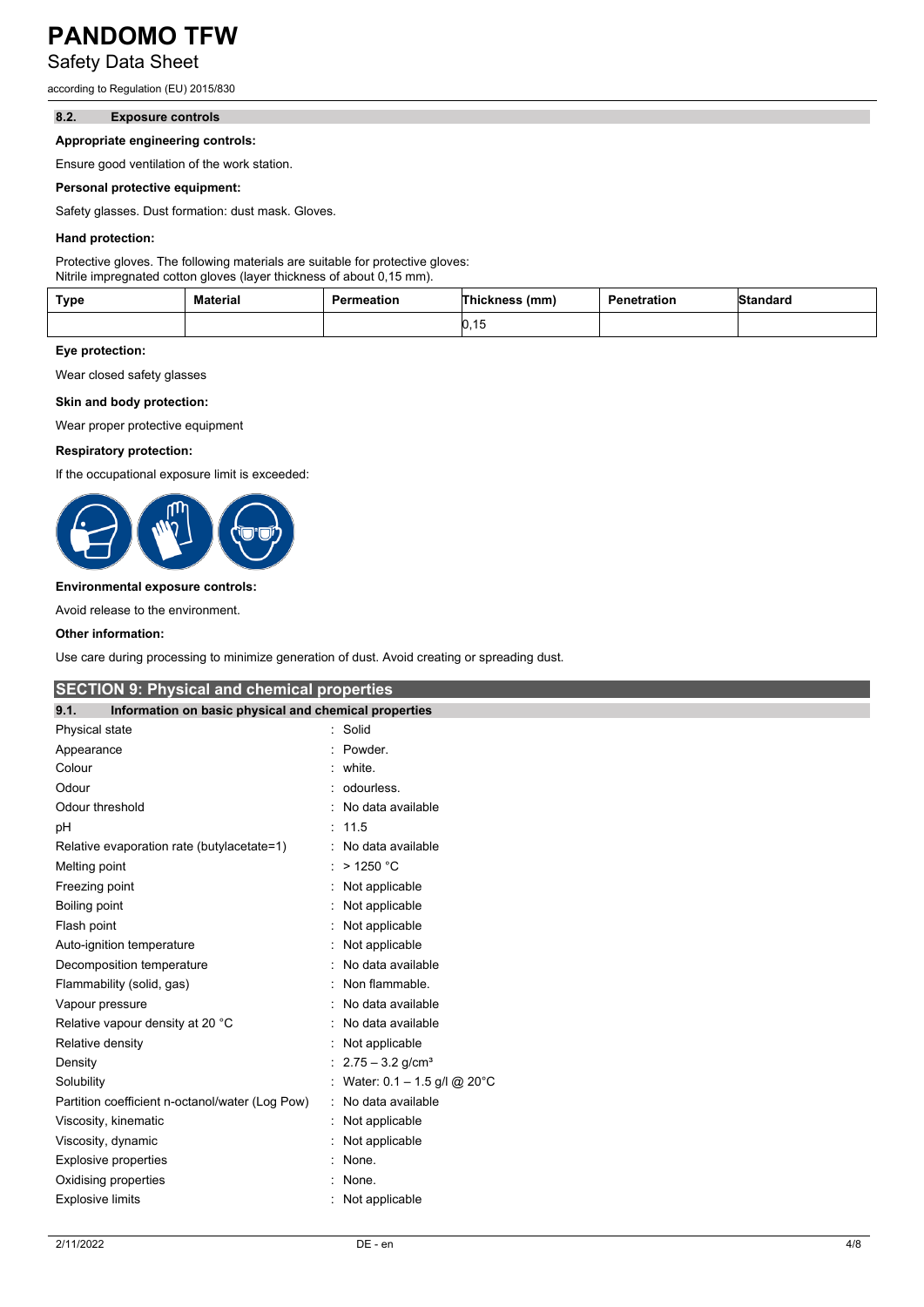#### 8.2. Exposure controls

**Appropriate engineering controls:**

Ensure good ventilation of the work station.

**Personal protective equipment:**

Safety glasses. Dust formation: dust mask. Gloves.

**Hand protection:**

Protective gloves. The following materials are suitable for protective gloves:
Nitrile impregnated cotton gloves (layer thickness of about 0,15 mm).

| Type | Material | Permeation | Thickness (mm) | Penetration | Standard |
|---|---|---|---|---|---|
| | | | 0,15 | | |

**Eye protection:**

Wear closed safety glasses

**Skin and body protection:**

Wear proper protective equipment

**Respiratory protection:**

If the occupational exposure limit is exceeded:

**Environmental exposure controls:**

Avoid release to the environment.

**Other information:**

Use care during processing to minimize generation of dust. Avoid creating or spreading dust.

## SECTION 9: Physical and chemical properties

#### 9.1. Information on basic physical and chemical properties

| | |
|---|---|
| Physical state | : Solid |
| Appearance | : Powder. |
| Colour | : white. |
| Odour | : odourless. |
| Odour threshold | : No data available |
| pH | : 11.5 |
| Relative evaporation rate (butylacetate=1) | : No data available |
| Melting point | : > 1250 °C |
| Freezing point | : Not applicable |
| Boiling point | : Not applicable |
| Flash point | : Not applicable |
| Auto-ignition temperature | : Not applicable |
| Decomposition temperature | : No data available |
| Flammability (solid, gas) | : Non flammable. |
| Vapour pressure | : No data available |
| Relative vapour density at 20 °C | : No data available |
| Relative density | : Not applicable |
| Density | : 2.75 – 3.2 g/cm³ |
| Solubility | : Water: 0.1 – 1.5 g/l @ 20°C |
| Partition coefficient n-octanol/water (Log Pow) | : No data available |
| Viscosity, kinematic | : Not applicable |
| Viscosity, dynamic | : Not applicable |
| Explosive properties | : None. |
| Oxidising properties | : None. |
| Explosive limits | : Not applicable |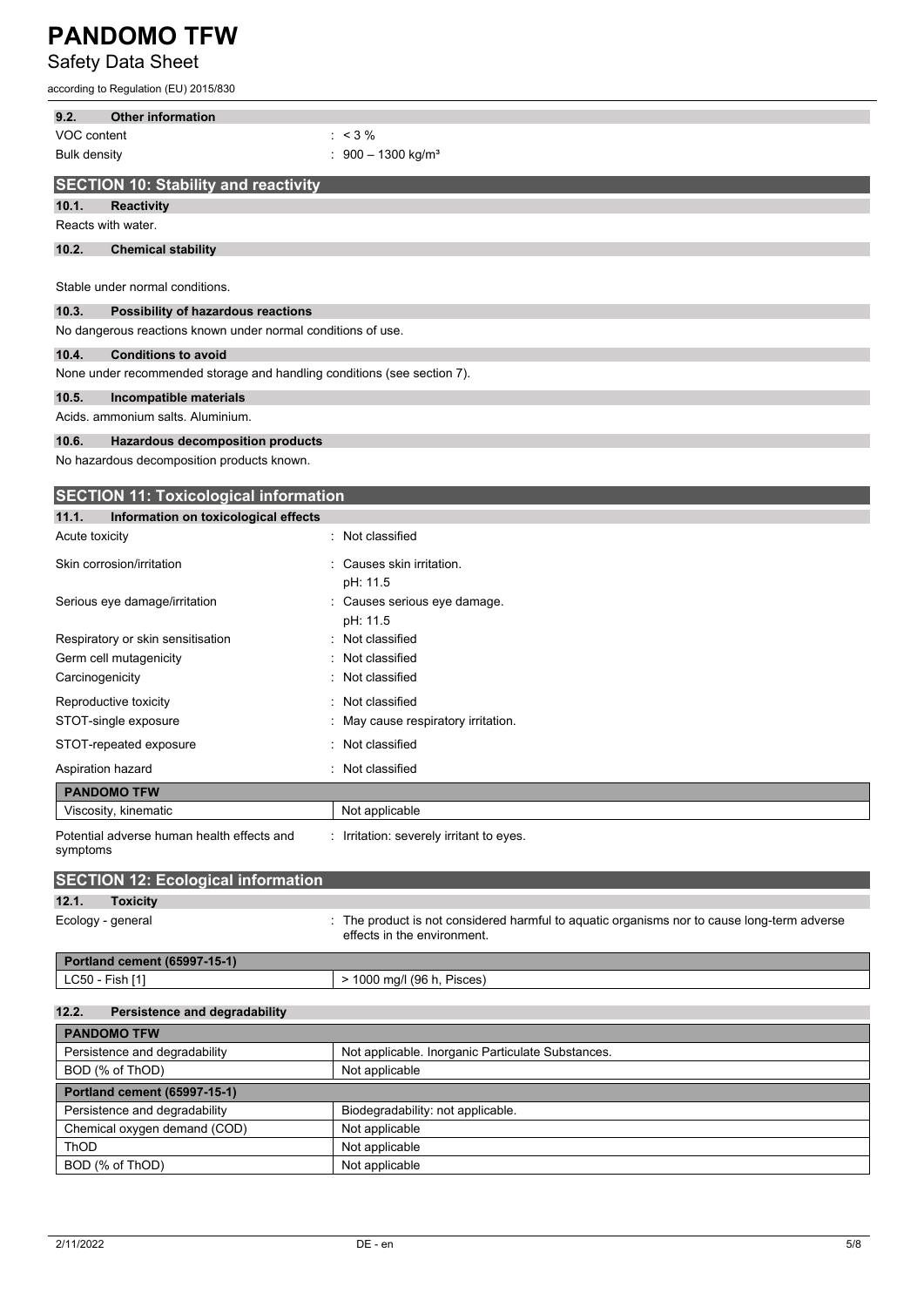### 9.2. Other information

VOC content : < 3 %

Bulk density : 900 – 1300 kg/m³

## SECTION 10: Stability and reactivity

### 10.1. Reactivity

Reacts with water.

### 10.2. Chemical stability

Stable under normal conditions.

### 10.3. Possibility of hazardous reactions

No dangerous reactions known under normal conditions of use.

### 10.4. Conditions to avoid

None under recommended storage and handling conditions (see section 7).

### 10.5. Incompatible materials

Acids. ammonium salts. Aluminium.

### 10.6. Hazardous decomposition products

No hazardous decomposition products known.

## SECTION 11: Toxicological information

### 11.1. Information on toxicological effects

Acute toxicity : Not classified

Skin corrosion/irritation : Causes skin irritation.
pH: 11.5

Serious eye damage/irritation : Causes serious eye damage.
pH: 11.5

Respiratory or skin sensitisation : Not classified

Germ cell mutagenicity : Not classified

Carcinogenicity : Not classified

Reproductive toxicity : Not classified

STOT-single exposure : May cause respiratory irritation.

STOT-repeated exposure : Not classified

Aspiration hazard : Not classified

| PANDOMO TFW | |
|---|---|
| Viscosity, kinematic | Not applicable |

Potential adverse human health effects and symptoms : Irritation: severely irritant to eyes.

## SECTION 12: Ecological information

### 12.1. Toxicity

Ecology - general : The product is not considered harmful to aquatic organisms nor to cause long-term adverse effects in the environment.

| Portland cement (65997-15-1) | |
|---|---|
| LC50 - Fish [1] | > 1000 mg/l (96 h, Pisces) |

### 12.2. Persistence and degradability

| PANDOMO TFW | |
|---|---|
| Persistence and degradability | Not applicable. Inorganic Particulate Substances. |
| BOD (% of ThOD) | Not applicable |
| **Portland cement (65997-15-1)** | |
| Persistence and degradability | Biodegradability: not applicable. |
| Chemical oxygen demand (COD) | Not applicable |
| ThOD | Not applicable |
| BOD (% of ThOD) | Not applicable |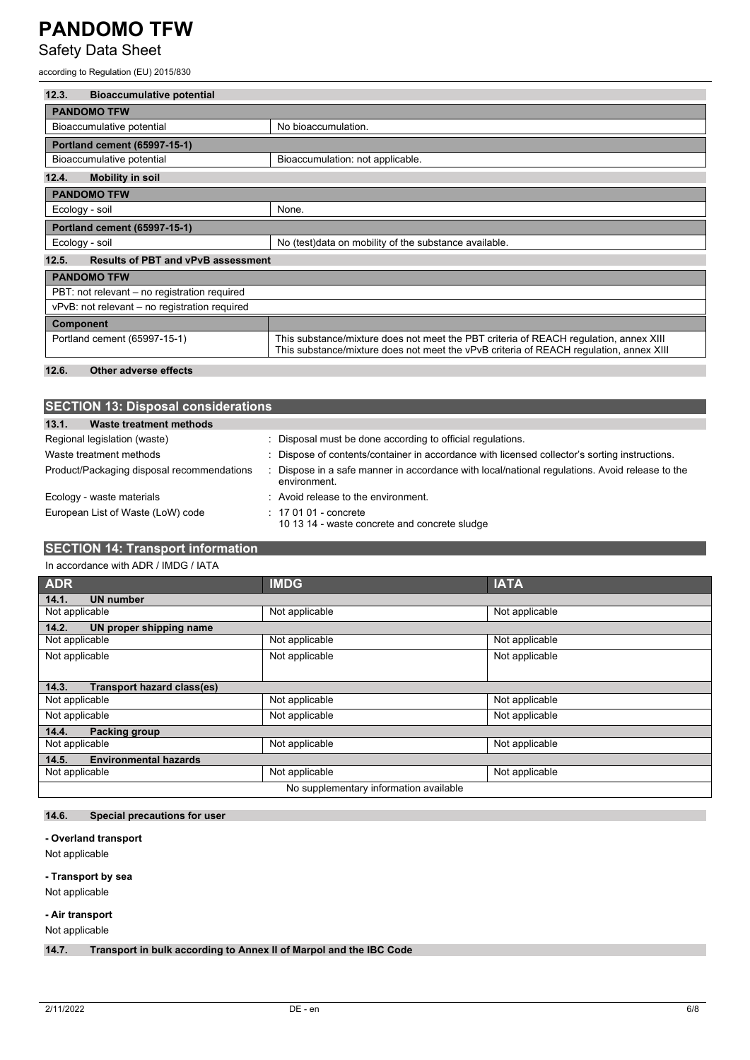### 12.3. Bioaccumulative potential

| PANDOMO TFW | |
|---|---|
| Bioaccumulative potential | No bioaccumulation. |
| **Portland cement (65997-15-1)** | |
| Bioaccumulative potential | Bioaccumulation: not applicable. |

### 12.4. Mobility in soil

| PANDOMO TFW | |
|---|---|
| Ecology - soil | None. |
| **Portland cement (65997-15-1)** | |
| Ecology - soil | No (test)data on mobility of the substance available. |

### 12.5. Results of PBT and vPvB assessment

| PANDOMO TFW | |
|---|---|
| PBT: not relevant – no registration required | |
| vPvB: not relevant – no registration required | |
| **Component** | |
| Portland cement (65997-15-1) | This substance/mixture does not meet the PBT criteria of REACH regulation, annex XIII<br>This substance/mixture does not meet the vPvB criteria of REACH regulation, annex XIII |

### 12.6. Other adverse effects

## SECTION 13: Disposal considerations

### 13.1. Waste treatment methods

Regional legislation (waste) : Disposal must be done according to official regulations.

Waste treatment methods : Dispose of contents/container in accordance with licensed collector's sorting instructions.

Product/Packaging disposal recommendations : Dispose in a safe manner in accordance with local/national regulations. Avoid release to the environment.

Ecology - waste materials : Avoid release to the environment.

European List of Waste (LoW) code : 17 01 01 - concrete
10 13 14 - waste concrete and concrete sludge

## SECTION 14: Transport information

In accordance with ADR / IMDG / IATA

| ADR | IMDG | IATA |
|---|---|---|
| **14.1. UN number** | | |
| Not applicable | Not applicable | Not applicable |
| **14.2. UN proper shipping name** | | |
| Not applicable | Not applicable | Not applicable |
| Not applicable | Not applicable | Not applicable |
| **14.3. Transport hazard class(es)** | | |
| Not applicable | Not applicable | Not applicable |
| Not applicable | Not applicable | Not applicable |
| **14.4. Packing group** | | |
| Not applicable | Not applicable | Not applicable |
| **14.5. Environmental hazards** | | |
| Not applicable | Not applicable | Not applicable |
| No supplementary information available | | |

### 14.6. Special precautions for user

**- Overland transport**

Not applicable

**- Transport by sea**

Not applicable

**- Air transport**

Not applicable

### 14.7. Transport in bulk according to Annex II of Marpol and the IBC Code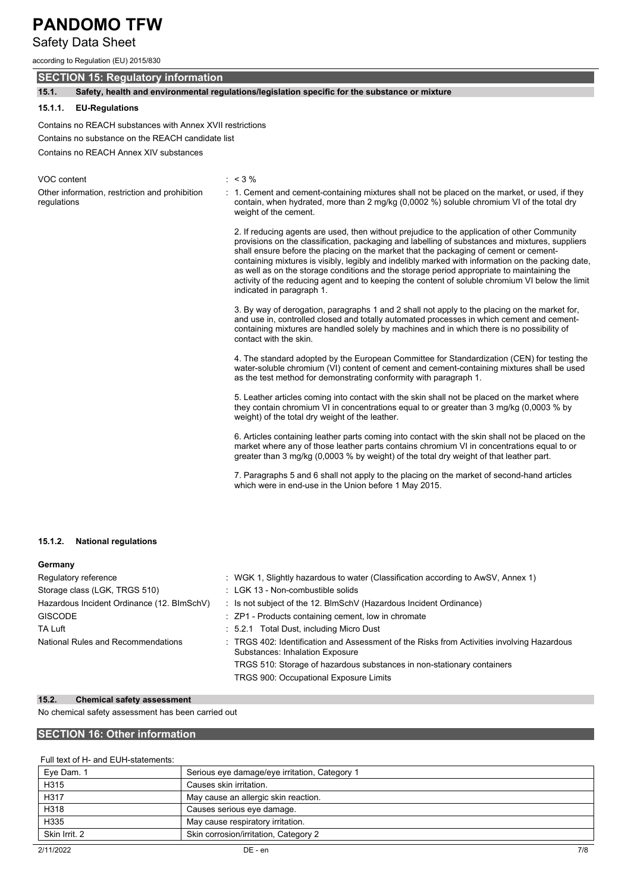## SECTION 15: Regulatory information

### 15.1. Safety, health and environmental regulations/legislation specific for the substance or mixture

#### 15.1.1. EU-Regulations

Contains no REACH substances with Annex XVII restrictions

Contains no substance on the REACH candidate list

Contains no REACH Annex XIV substances

VOC content : < 3 %

Other information, restriction and prohibition regulations :

1. Cement and cement-containing mixtures shall not be placed on the market, or used, if they contain, when hydrated, more than 2 mg/kg (0,0002 %) soluble chromium VI of the total dry weight of the cement.

2. If reducing agents are used, then without prejudice to the application of other Community provisions on the classification, packaging and labelling of substances and mixtures, suppliers shall ensure before the placing on the market that the packaging of cement or cement-containing mixtures is visibly, legibly and indelibly marked with information on the packing date, as well as on the storage conditions and the storage period appropriate to maintaining the activity of the reducing agent and to keeping the content of soluble chromium VI below the limit indicated in paragraph 1.

3. By way of derogation, paragraphs 1 and 2 shall not apply to the placing on the market for, and use in, controlled closed and totally automated processes in which cement and cement-containing mixtures are handled solely by machines and in which there is no possibility of contact with the skin.

4. The standard adopted by the European Committee for Standardization (CEN) for testing the water-soluble chromium (VI) content of cement and cement-containing mixtures shall be used as the test method for demonstrating conformity with paragraph 1.

5. Leather articles coming into contact with the skin shall not be placed on the market where they contain chromium VI in concentrations equal to or greater than 3 mg/kg (0,0003 % by weight) of the total dry weight of the leather.

6. Articles containing leather parts coming into contact with the skin shall not be placed on the market where any of those leather parts contains chromium VI in concentrations equal to or greater than 3 mg/kg (0,0003 % by weight) of the total dry weight of that leather part.

7. Paragraphs 5 and 6 shall not apply to the placing on the market of second-hand articles which were in end-use in the Union before 1 May 2015.

#### 15.1.2. National regulations

**Germany**

Regulatory reference : WGK 1, Slightly hazardous to water (Classification according to AwSV, Annex 1)

Storage class (LGK, TRGS 510) : LGK 13 - Non-combustible solids

Hazardous Incident Ordinance (12. BImSchV) : Is not subject of the 12. BlmSchV (Hazardous Incident Ordinance)

GISCODE : ZP1 - Products containing cement, low in chromate

TA Luft : 5.2.1 Total Dust, including Micro Dust

National Rules and Recommendations : TRGS 402: Identification and Assessment of the Risks from Activities involving Hazardous Substances: Inhalation Exposure

TRGS 510: Storage of hazardous substances in non-stationary containers

TRGS 900: Occupational Exposure Limits

### 15.2. Chemical safety assessment

No chemical safety assessment has been carried out

## SECTION 16: Other information

Full text of H- and EUH-statements:

| | |
|---|---|
| Eye Dam. 1 | Serious eye damage/eye irritation, Category 1 |
| H315 | Causes skin irritation. |
| H317 | May cause an allergic skin reaction. |
| H318 | Causes serious eye damage. |
| H335 | May cause respiratory irritation. |
| Skin Irrit. 2 | Skin corrosion/irritation, Category 2 |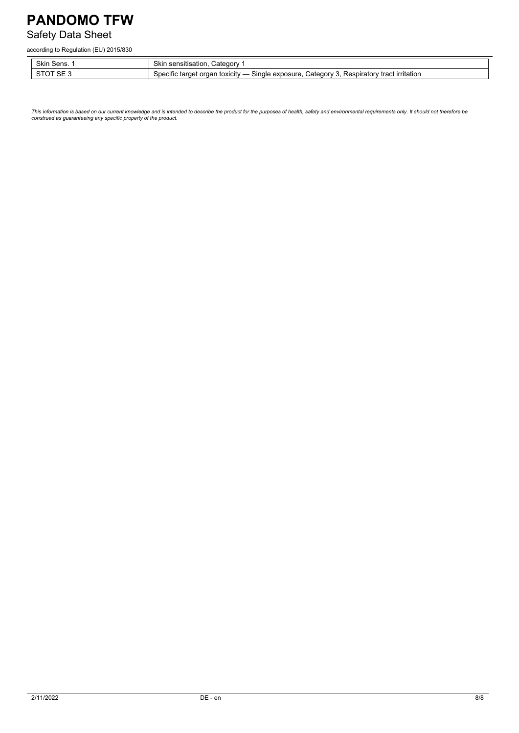| | |
|---|---|
| Skin Sens. 1 | Skin sensitisation, Category 1 |
| STOT SE 3 | Specific target organ toxicity — Single exposure, Category 3, Respiratory tract irritation |

*This information is based on our current knowledge and is intended to describe the product for the purposes of health, safety and environmental requirements only. It should not therefore be construed as guaranteeing any specific property of the product.*